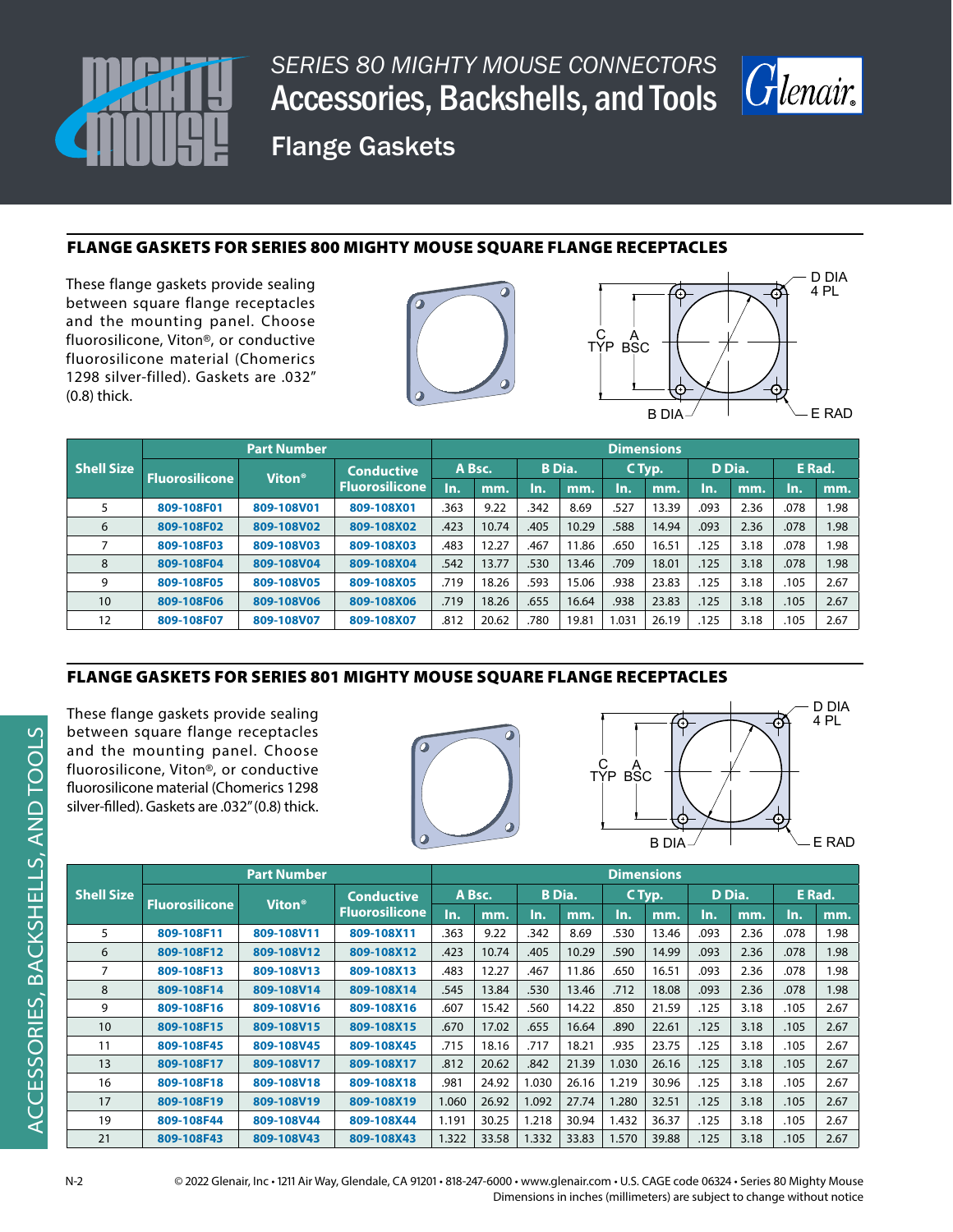# SERIES 80 MIGHTY MOUSE CONNECTORS

# Accessories, Backshells, and Tools

## Flange Gaskets

### FLANGE GASKETS FOR SERIES 800 MIGHTY MOUSE SQUARE FLANGE RECEPTACLES

These flange gaskets provide sealing between square flange receptacles and the mounting panel. Choose fluorosilicone, Viton®, or conductive fluorosilicone material (Chomerics 1298 silver-filled). Gaskets are .032" (0.8) thick.

D DIA 4 PL

C TYP

A BSC

B DIA

E RAD

| Shell Size | Part Number | | | Dimensions | | | | | | | | | |
|---|---|---|---|---|---|---|---|---|---|---|---|---|---|
| | Fluorosilicone | Viton® | Conductive Fluorosilicone | A Bsc. | | B Dia. | | C Typ. | | D Dia. | | E Rad. | |
| | | | | In. | mm. | In. | mm. | In. | mm. | In. | mm. | In. | mm. |
| 5 | 809-108F01 | 809-108V01 | 809-108X01 | .363 | 9.22 | .342 | 8.69 | .527 | 13.39 | .093 | 2.36 | .078 | 1.98 |
| 6 | 809-108F02 | 809-108V02 | 809-108X02 | .423 | 10.74 | .405 | 10.29 | .588 | 14.94 | .093 | 2.36 | .078 | 1.98 |
| 7 | 809-108F03 | 809-108V03 | 809-108X03 | .483 | 12.27 | .467 | 11.86 | .650 | 16.51 | .125 | 3.18 | .078 | 1.98 |
| 8 | 809-108F04 | 809-108V04 | 809-108X04 | .542 | 13.77 | .530 | 13.46 | .709 | 18.01 | .125 | 3.18 | .078 | 1.98 |
| 9 | 809-108F05 | 809-108V05 | 809-108X05 | .719 | 18.26 | .593 | 15.06 | .938 | 23.83 | .125 | 3.18 | .105 | 2.67 |
| 10 | 809-108F06 | 809-108V06 | 809-108X06 | .719 | 18.26 | .655 | 16.64 | .938 | 23.83 | .125 | 3.18 | .105 | 2.67 |
| 12 | 809-108F07 | 809-108V07 | 809-108X07 | .812 | 20.62 | .780 | 19.81 | 1.031 | 26.19 | .125 | 3.18 | .105 | 2.67 |

### FLANGE GASKETS FOR SERIES 801 MIGHTY MOUSE SQUARE FLANGE RECEPTACLES

These flange gaskets provide sealing between square flange receptacles and the mounting panel. Choose fluorosilicone, Viton®, or conductive fluorosilicone material (Chomerics 1298 silver-filled). Gaskets are .032" (0.8) thick.

D DIA 4 PL

C TYP

A BSC

B DIA

E RAD

| Shell Size | Part Number | | | Dimensions | | | | | | | | | |
|---|---|---|---|---|---|---|---|---|---|---|---|---|---|
| | Fluorosilicone | Viton® | Conductive Fluorosilicone | A Bsc. | | B Dia. | | C Typ. | | D Dia. | | E Rad. | |
| | | | | In. | mm. | In. | mm. | In. | mm. | In. | mm. | In. | mm. |
| 5 | 809-108F11 | 809-108V11 | 809-108X11 | .363 | 9.22 | .342 | 8.69 | .530 | 13.46 | .093 | 2.36 | .078 | 1.98 |
| 6 | 809-108F12 | 809-108V12 | 809-108X12 | .423 | 10.74 | .405 | 10.29 | .590 | 14.99 | .093 | 2.36 | .078 | 1.98 |
| 7 | 809-108F13 | 809-108V13 | 809-108X13 | .483 | 12.27 | .467 | 11.86 | .650 | 16.51 | .093 | 2.36 | .078 | 1.98 |
| 8 | 809-108F14 | 809-108V14 | 809-108X14 | .545 | 13.84 | .530 | 13.46 | .712 | 18.08 | .093 | 2.36 | .078 | 1.98 |
| 9 | 809-108F16 | 809-108V16 | 809-108X16 | .607 | 15.42 | .560 | 14.22 | .850 | 21.59 | .125 | 3.18 | .105 | 2.67 |
| 10 | 809-108F15 | 809-108V15 | 809-108X15 | .670 | 17.02 | .655 | 16.64 | .890 | 22.61 | .125 | 3.18 | .105 | 2.67 |
| 11 | 809-108F45 | 809-108V45 | 809-108X45 | .715 | 18.16 | .717 | 18.21 | .935 | 23.75 | .125 | 3.18 | .105 | 2.67 |
| 13 | 809-108F17 | 809-108V17 | 809-108X17 | .812 | 20.62 | .842 | 21.39 | 1.030 | 26.16 | .125 | 3.18 | .105 | 2.67 |
| 16 | 809-108F18 | 809-108V18 | 809-108X18 | .981 | 24.92 | 1.030 | 26.16 | 1.219 | 30.96 | .125 | 3.18 | .105 | 2.67 |
| 17 | 809-108F19 | 809-108V19 | 809-108X19 | 1.060 | 26.92 | 1.092 | 27.74 | 1.280 | 32.51 | .125 | 3.18 | .105 | 2.67 |
| 19 | 809-108F44 | 809-108V44 | 809-108X44 | 1.191 | 30.25 | 1.218 | 30.94 | 1.432 | 36.37 | .125 | 3.18 | .105 | 2.67 |
| 21 | 809-108F43 | 809-108V43 | 809-108X43 | 1.322 | 33.58 | 1.332 | 33.83 | 1.570 | 39.88 | .125 | 3.18 | .105 | 2.67 |

© 2022 Glenair, Inc • 1211 Air Way, Glendale, CA 91201 • 818-247-6000 • www.glenair.com • U.S. CAGE code 06324 • Series 80 Mighty Mouse

Dimensions in inches (millimeters) are subject to change without notice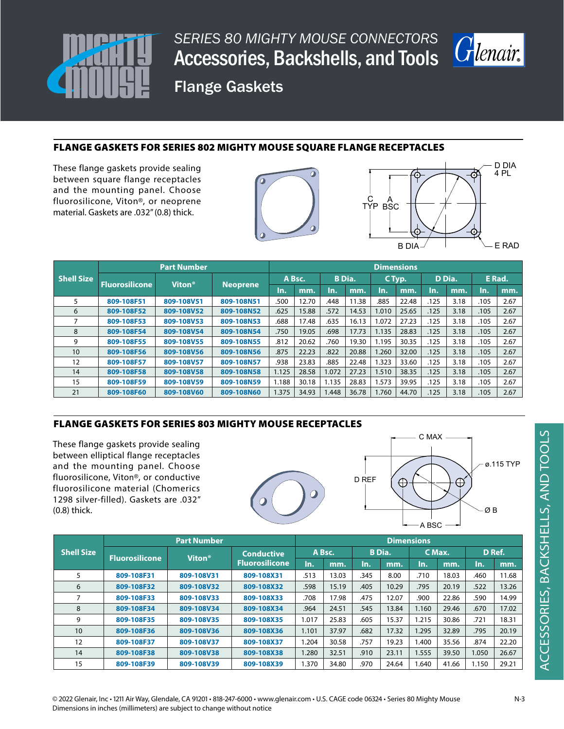# SERIES 80 MIGHTY MOUSE CONNECTORS
# Accessories, Backshells, and Tools
## Flange Gaskets

### FLANGE GASKETS FOR SERIES 802 MIGHTY MOUSE SQUARE FLANGE RECEPTACLES

These flange gaskets provide sealing between square flange receptacles and the mounting panel. Choose fluorosilicone, Viton®, or neoprene material. Gaskets are .032" (0.8) thick.

C TYP
A BSC
D DIA 4 PL
B DIA
E RAD

| Shell Size | Part Number | | | Dimensions | | | | | | | | | |
|---|---|---|---|---|---|---|---|---|---|---|---|---|---|
| | Fluorosilicone | Viton® | Neoprene | A Bsc. | | B Dia. | | C Typ. | | D Dia. | | E Rad. | |
| | | | | In. | mm. | In. | mm. | In. | mm. | In. | mm. | In. | mm. |
| 5 | 809-108F51 | 809-108V51 | 809-108N51 | .500 | 12.70 | .448 | 11.38 | .885 | 22.48 | .125 | 3.18 | .105 | 2.67 |
| 6 | 809-108F52 | 809-108V52 | 809-108N52 | .625 | 15.88 | .572 | 14.53 | 1.010 | 25.65 | .125 | 3.18 | .105 | 2.67 |
| 7 | 809-108F53 | 809-108V53 | 809-108N53 | .688 | 17.48 | .635 | 16.13 | 1.072 | 27.23 | .125 | 3.18 | .105 | 2.67 |
| 8 | 809-108F54 | 809-108V54 | 809-108N54 | .750 | 19.05 | .698 | 17.73 | 1.135 | 28.83 | .125 | 3.18 | .105 | 2.67 |
| 9 | 809-108F55 | 809-108V55 | 809-108N55 | .812 | 20.62 | .760 | 19.30 | 1.195 | 30.35 | .125 | 3.18 | .105 | 2.67 |
| 10 | 809-108F56 | 809-108V56 | 809-108N56 | .875 | 22.23 | .822 | 20.88 | 1.260 | 32.00 | .125 | 3.18 | .105 | 2.67 |
| 12 | 809-108F57 | 809-108V57 | 809-108N57 | .938 | 23.83 | .885 | 22.48 | 1.323 | 33.60 | .125 | 3.18 | .105 | 2.67 |
| 14 | 809-108F58 | 809-108V58 | 809-108N58 | 1.125 | 28.58 | 1.072 | 27.23 | 1.510 | 38.35 | .125 | 3.18 | .105 | 2.67 |
| 15 | 809-108F59 | 809-108V59 | 809-108N59 | 1.188 | 30.18 | 1.135 | 28.83 | 1.573 | 39.95 | .125 | 3.18 | .105 | 2.67 |
| 21 | 809-108F60 | 809-108V60 | 809-108N60 | 1.375 | 34.93 | 1.448 | 36.78 | 1.760 | 44.70 | .125 | 3.18 | .105 | 2.67 |

### FLANGE GASKETS FOR SERIES 803 MIGHTY MOUSE RECEPTACLES

These flange gaskets provide sealing between elliptical flange receptacles and the mounting panel. Choose fluorosilicone, Viton®, or conductive fluorosilicone material (Chomerics 1298 silver-filled). Gaskets are .032" (0.8) thick.

C MAX
D REF
ø.115 TYP
Ø B
A BSC

| Shell Size | Part Number | | | Dimensions | | | | | | | |
|---|---|---|---|---|---|---|---|---|---|---|---|
| | Fluorosilicone | Viton® | Conductive Fluorosilicone | A Bsc. | | B Dia. | | C Max. | | D Ref. | |
| | | | | In. | mm. | In. | mm. | In. | mm. | In. | mm. |
| 5 | 809-108F31 | 809-108V31 | 809-108X31 | .513 | 13.03 | .345 | 8.00 | .710 | 18.03 | .460 | 11.68 |
| 6 | 809-108F32 | 809-108V32 | 809-108X32 | .598 | 15.19 | .405 | 10.29 | .795 | 20.19 | .522 | 13.26 |
| 7 | 809-108F33 | 809-108V33 | 809-108X33 | .708 | 17.98 | .475 | 12.07 | .900 | 22.86 | .590 | 14.99 |
| 8 | 809-108F34 | 809-108V34 | 809-108X34 | .964 | 24.51 | .545 | 13.84 | 1.160 | 29.46 | .670 | 17.02 |
| 9 | 809-108F35 | 809-108V35 | 809-108X35 | 1.017 | 25.83 | .605 | 15.37 | 1.215 | 30.86 | .721 | 18.31 |
| 10 | 809-108F36 | 809-108V36 | 809-108X36 | 1.101 | 37.97 | .682 | 17.32 | 1.295 | 32.89 | .795 | 20.19 |
| 12 | 809-108F37 | 809-108V37 | 809-108X37 | 1.204 | 30.58 | .757 | 19.23 | 1.400 | 35.56 | .874 | 22.20 |
| 14 | 809-108F38 | 809-108V38 | 809-108X38 | 1.280 | 32.51 | .910 | 23.11 | 1.555 | 39.50 | 1.050 | 26.67 |
| 15 | 809-108F39 | 809-108V39 | 809-108X39 | 1.370 | 34.80 | .970 | 24.64 | 1.640 | 41.66 | 1.150 | 29.21 |

© 2022 Glenair, Inc • 1211 Air Way, Glendale, CA 91201 • 818-247-6000 • www.glenair.com • U.S. CAGE code 06324 • Series 80 Mighty Mouse
Dimensions in inches (millimeters) are subject to change without notice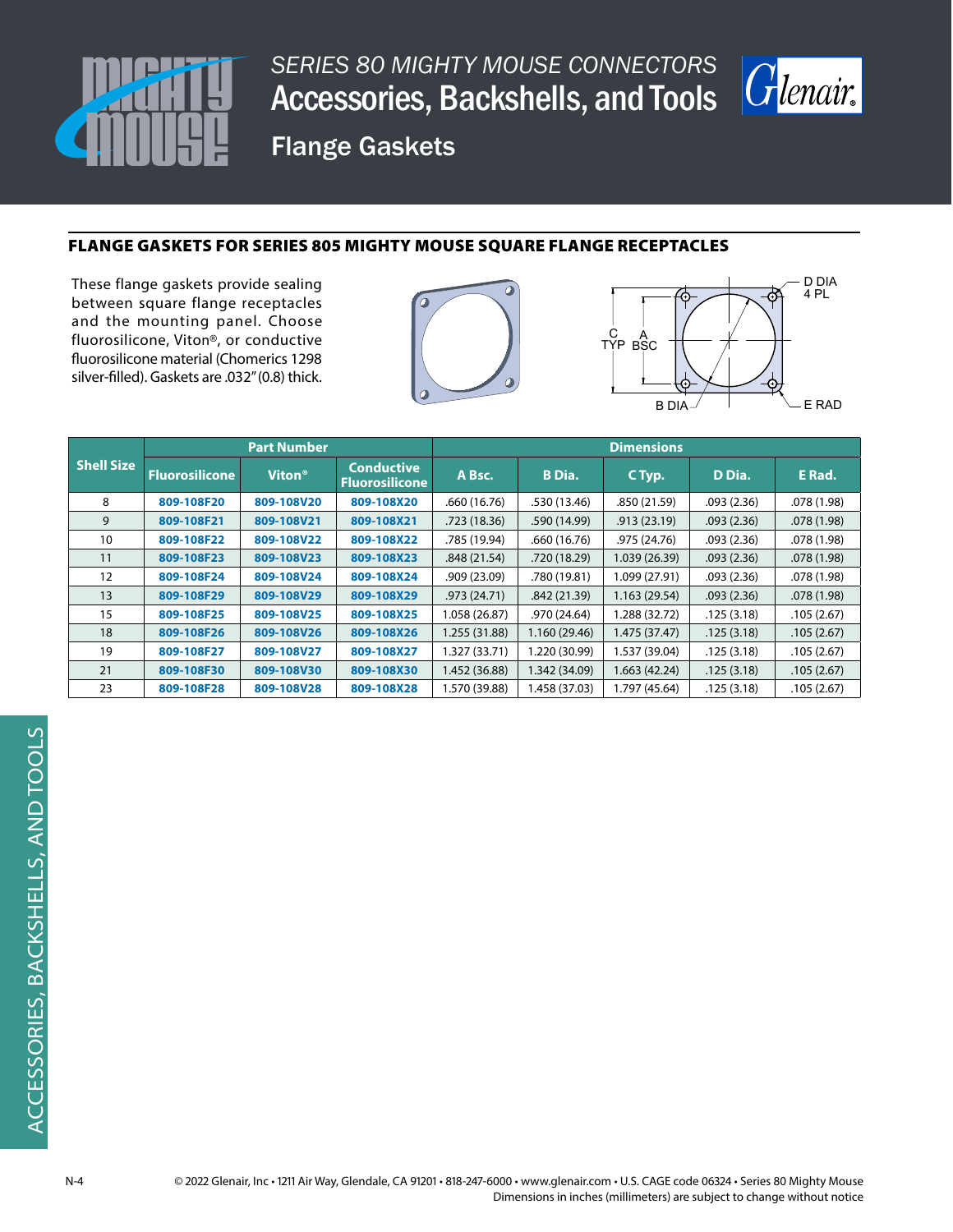# SERIES 80 MIGHTY MOUSE CONNECTORS
# Accessories, Backshells, and Tools
## Flange Gaskets

### FLANGE GASKETS FOR SERIES 805 MIGHTY MOUSE SQUARE FLANGE RECEPTACLES

These flange gaskets provide sealing between square flange receptacles and the mounting panel. Choose fluorosilicone, Viton®, or conductive fluorosilicone material (Chomerics 1298 silver-filled). Gaskets are .032" (0.8) thick.

D DIA
4 PL
C
TYP
A
BSC
B DIA
E RAD

| Shell Size | Part Number | | | Dimensions | | | | |
|---|---|---|---|---|---|---|---|---|
| | Fluorosilicone | Viton® | Conductive Fluorosilicone | A Bsc. | B Dia. | C Typ. | D Dia. | E Rad. |
| 8 | 809-108F20 | 809-108V20 | 809-108X20 | .660 (16.76) | .530 (13.46) | .850 (21.59) | .093 (2.36) | .078 (1.98) |
| 9 | 809-108F21 | 809-108V21 | 809-108X21 | .723 (18.36) | .590 (14.99) | .913 (23.19) | .093 (2.36) | .078 (1.98) |
| 10 | 809-108F22 | 809-108V22 | 809-108X22 | .785 (19.94) | .660 (16.76) | .975 (24.76) | .093 (2.36) | .078 (1.98) |
| 11 | 809-108F23 | 809-108V23 | 809-108X23 | .848 (21.54) | .720 (18.29) | 1.039 (26.39) | .093 (2.36) | .078 (1.98) |
| 12 | 809-108F24 | 809-108V24 | 809-108X24 | .909 (23.09) | .780 (19.81) | 1.099 (27.91) | .093 (2.36) | .078 (1.98) |
| 13 | 809-108F29 | 809-108V29 | 809-108X29 | .973 (24.71) | .842 (21.39) | 1.163 (29.54) | .093 (2.36) | .078 (1.98) |
| 15 | 809-108F25 | 809-108V25 | 809-108X25 | 1.058 (26.87) | .970 (24.64) | 1.288 (32.72) | .125 (3.18) | .105 (2.67) |
| 18 | 809-108F26 | 809-108V26 | 809-108X26 | 1.255 (31.88) | 1.160 (29.46) | 1.475 (37.47) | .125 (3.18) | .105 (2.67) |
| 19 | 809-108F27 | 809-108V27 | 809-108X27 | 1.327 (33.71) | 1.220 (30.99) | 1.537 (39.04) | .125 (3.18) | .105 (2.67) |
| 21 | 809-108F30 | 809-108V30 | 809-108X30 | 1.452 (36.88) | 1.342 (34.09) | 1.663 (42.24) | .125 (3.18) | .105 (2.67) |
| 23 | 809-108F28 | 809-108V28 | 809-108X28 | 1.570 (39.88) | 1.458 (37.03) | 1.797 (45.64) | .125 (3.18) | .105 (2.67) |

© 2022 Glenair, Inc • 1211 Air Way, Glendale, CA 91201 • 818-247-6000 • www.glenair.com • U.S. CAGE code 06324 • Series 80 Mighty Mouse
Dimensions in inches (millimeters) are subject to change without notice